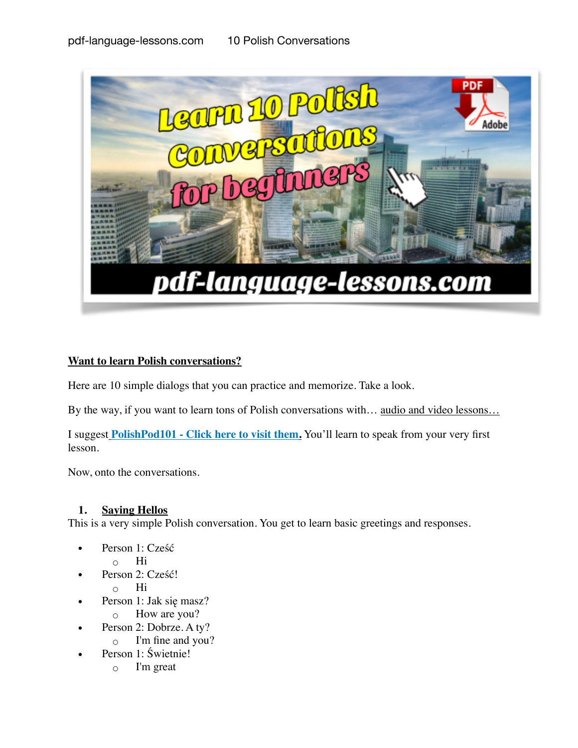## Want to learn Polish conversations?

Here are 10 simple dialogs that you can practice and memorize. Take a look.

By the way, if you want to learn tons of Polish conversations with… audio and video lessons…

I suggest **PolishPod101 - Click here to visit them.** You'll learn to speak from your very first lesson.

Now, onto the conversations.

### 1. Saying Hellos

This is a very simple Polish conversation. You get to learn basic greetings and responses.

- Person 1: Cześć
  - Hi
- Person 2: Cześć!
  - Hi
- Person 1: Jak się masz?
  - How are you?
- Person 2: Dobrze. A ty?
  - I'm fine and you?
- Person 1: Świetnie!
  - I'm great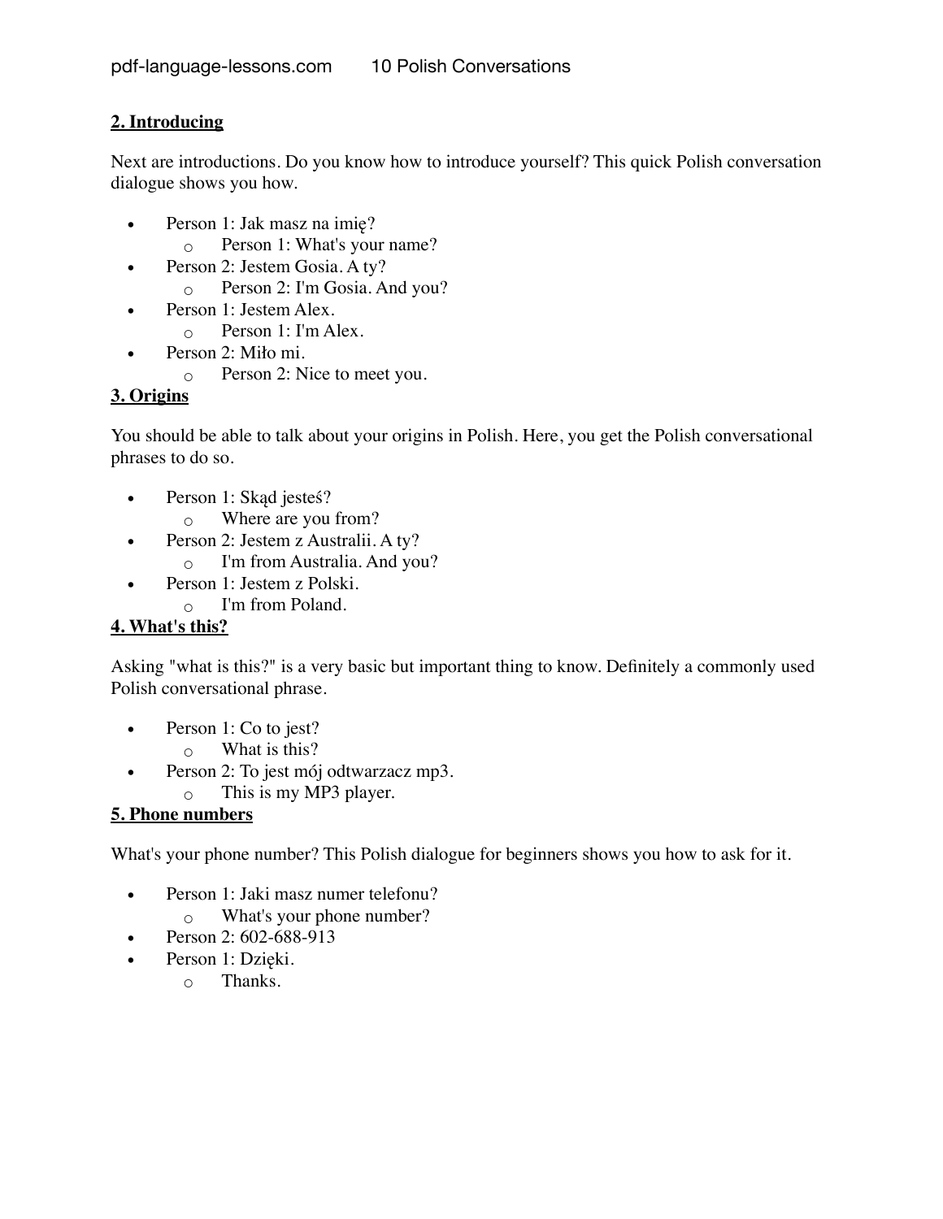## 2. Introducing

Next are introductions. Do you know how to introduce yourself? This quick Polish conversation dialogue shows you how.

- Person 1: Jak masz na imię?
  - Person 1: What's your name?
- Person 2: Jestem Gosia. A ty?
  - Person 2: I'm Gosia. And you?
- Person 1: Jestem Alex.
  - Person 1: I'm Alex.
- Person 2: Miło mi.
  - Person 2: Nice to meet you.

## 3. Origins

You should be able to talk about your origins in Polish. Here, you get the Polish conversational phrases to do so.

- Person 1: Skąd jesteś?
  - Where are you from?
- Person 2: Jestem z Australii. A ty?
  - I'm from Australia. And you?
- Person 1: Jestem z Polski.
  - I'm from Poland.

## 4. What's this?

Asking "what is this?" is a very basic but important thing to know. Definitely a commonly used Polish conversational phrase.

- Person 1: Co to jest?
  - What is this?
- Person 2: To jest mój odtwarzacz mp3.
  - This is my MP3 player.

## 5. Phone numbers

What's your phone number? This Polish dialogue for beginners shows you how to ask for it.

- Person 1: Jaki masz numer telefonu?
  - What's your phone number?
- Person 2: 602-688-913
- Person 1: Dzięki.
  - Thanks.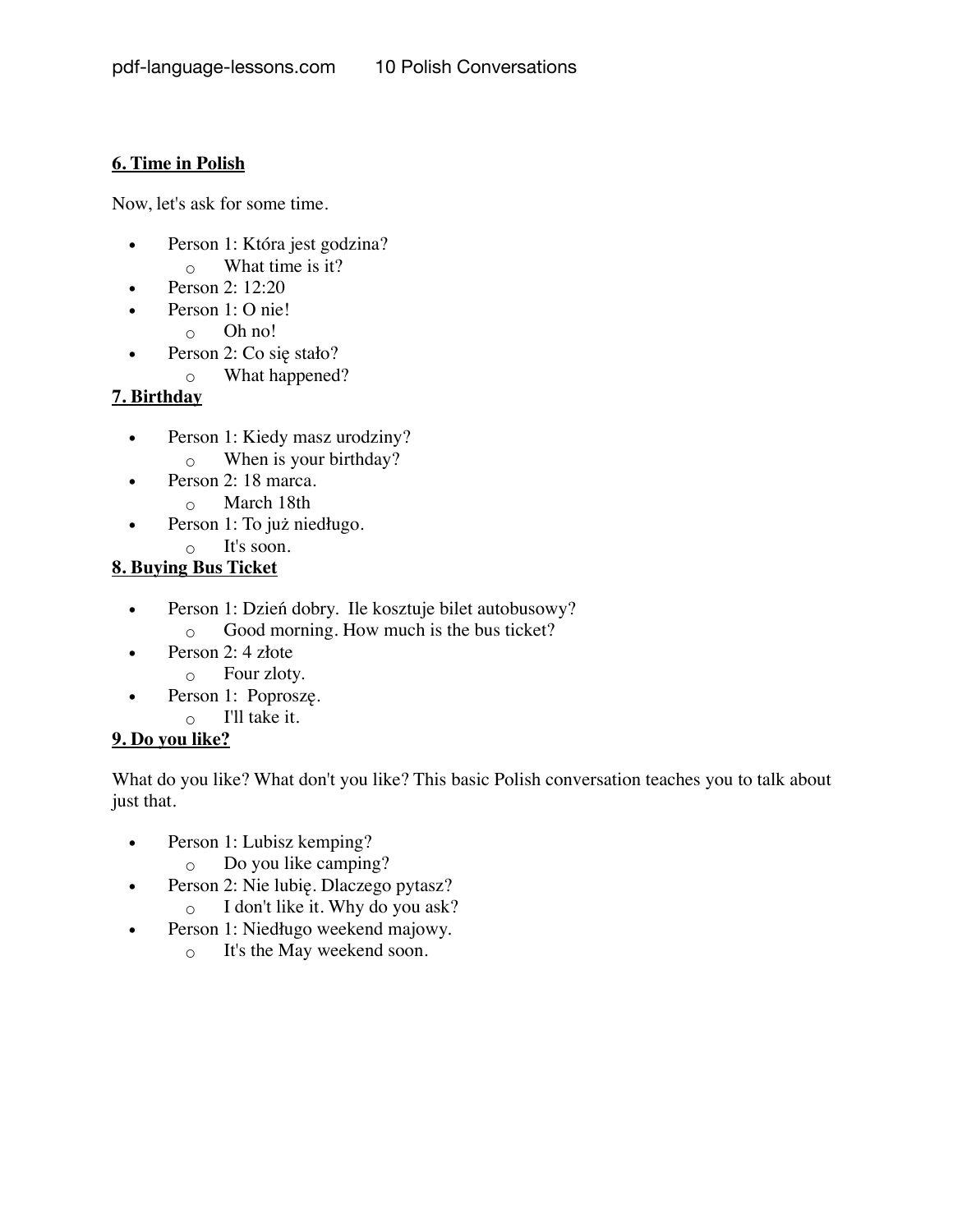## 6. Time in Polish

Now, let's ask for some time.

- Person 1: Która jest godzina?
  - What time is it?
- Person 2: 12:20
- Person 1: O nie!
  - Oh no!
- Person 2: Co się stało?
  - What happened?

## 7. Birthday

- Person 1: Kiedy masz urodziny?
  - When is your birthday?
- Person 2: 18 marca.
  - March 18th
- Person 1: To już niedługo.
  - It's soon.

## 8. Buying Bus Ticket

- Person 1: Dzień dobry. Ile kosztuje bilet autobusowy?
  - Good morning. How much is the bus ticket?
- Person 2: 4 złote
  - Four zloty.
- Person 1: Poproszę.
  - I'll take it.

## 9. Do you like?

What do you like? What don't you like? This basic Polish conversation teaches you to talk about just that.

- Person 1: Lubisz kemping?
  - Do you like camping?
- Person 2: Nie lubię. Dlaczego pytasz?
  - I don't like it. Why do you ask?
- Person 1: Niedługo weekend majowy.
  - It's the May weekend soon.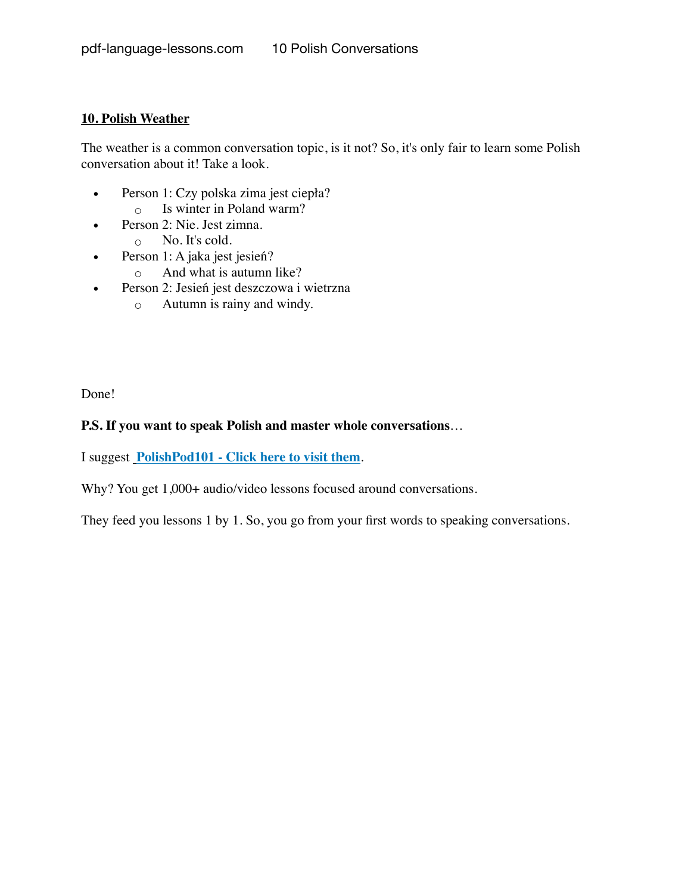## 10. Polish Weather

The weather is a common conversation topic, is it not? So, it's only fair to learn some Polish conversation about it! Take a look.

- Person 1: Czy polska zima jest ciepła?
    - Is winter in Poland warm?
- Person 2: Nie. Jest zimna.
    - No. It's cold.
- Person 1: A jaka jest jesień?
    - And what is autumn like?
- Person 2: Jesień jest deszczowa i wietrzna
    - Autumn is rainy and windy.

Done!

**P.S. If you want to speak Polish and master whole conversations**…

I suggest **PolishPod101 - Click here to visit them**.

Why? You get 1,000+ audio/video lessons focused around conversations.

They feed you lessons 1 by 1. So, you go from your first words to speaking conversations.